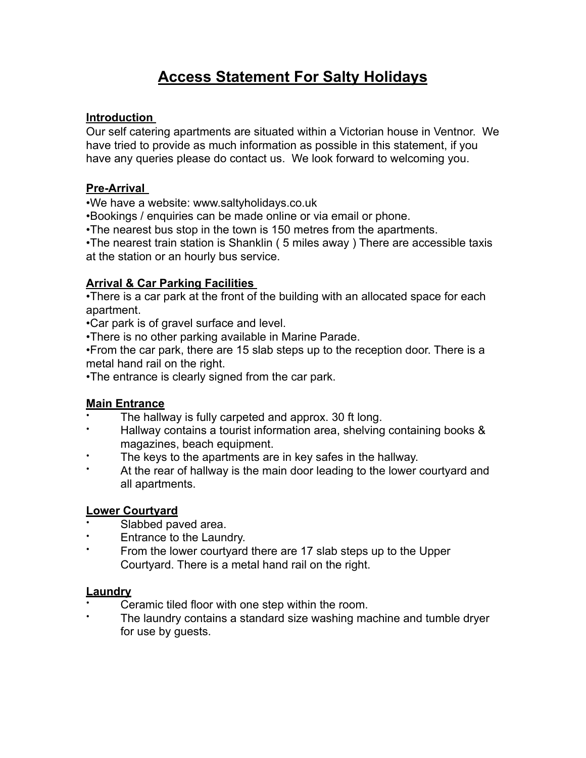# Access Statement For Salty Holidays

## Introduction

Our self catering apartments are situated within a Victorian house in Ventnor. We have tried to provide as much information as possible in this statement, if you have any queries please do contact us. We look forward to welcoming you.

## Pre-Arrival

- We have a website: www.saltyholidays.co.uk
- Bookings / enquiries can be made online or via email or phone.
- The nearest bus stop in the town is 150 metres from the apartments.
- The nearest train station is Shanklin ( 5 miles away ) There are accessible taxis at the station or an hourly bus service.

## Arrival & Car Parking Facilities

- There is a car park at the front of the building with an allocated space for each apartment.
- Car park is of gravel surface and level.
- There is no other parking available in Marine Parade.
- From the car park, there are 15 slab steps up to the reception door. There is a metal hand rail on the right.
- The entrance is clearly signed from the car park.

## Main Entrance

- The hallway is fully carpeted and approx. 30 ft long.
- Hallway contains a tourist information area, shelving containing books & magazines, beach equipment.
- The keys to the apartments are in key safes in the hallway.
- At the rear of hallway is the main door leading to the lower courtyard and all apartments.

## Lower Courtyard

- Slabbed paved area.
- Entrance to the Laundry.
- From the lower courtyard there are 17 slab steps up to the Upper Courtyard. There is a metal hand rail on the right.

## Laundry

- Ceramic tiled floor with one step within the room.
- The laundry contains a standard size washing machine and tumble dryer for use by guests.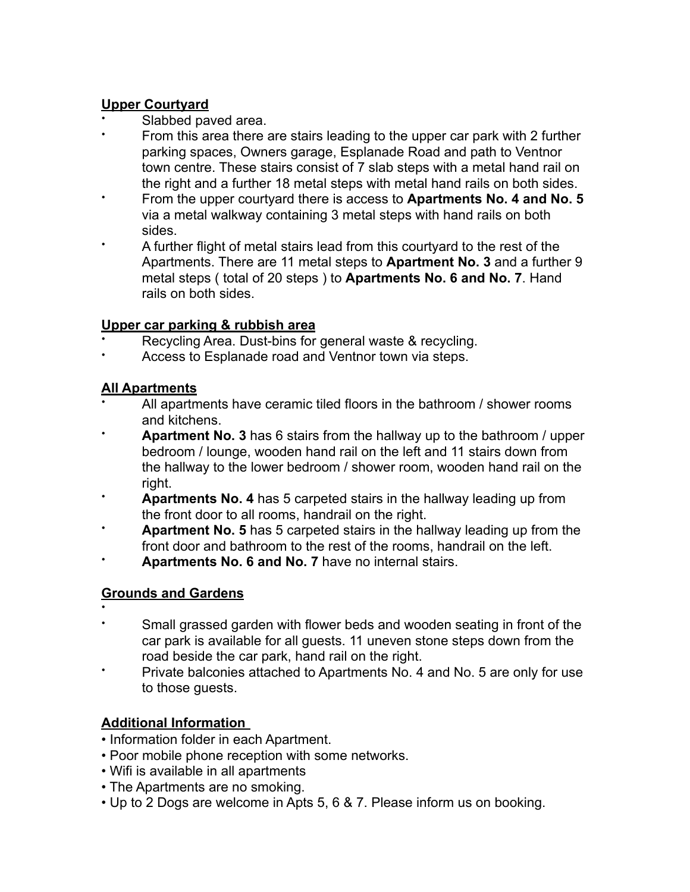**Upper Courtyard**

- Slabbed paved area.
- From this area there are stairs leading to the upper car park with 2 further parking spaces, Owners garage, Esplanade Road and path to Ventnor town centre. These stairs consist of 7 slab steps with a metal hand rail on the right and a further 18 metal steps with metal hand rails on both sides.
- From the upper courtyard there is access to **Apartments No. 4 and No. 5** via a metal walkway containing 3 metal steps with hand rails on both sides.
- A further flight of metal stairs lead from this courtyard to the rest of the Apartments. There are 11 metal steps to **Apartment No. 3** and a further 9 metal steps ( total of 20 steps ) to **Apartments No. 6 and No. 7**. Hand rails on both sides.

**Upper car parking & rubbish area**

- Recycling Area. Dust-bins for general waste & recycling.
- Access to Esplanade road and Ventnor town via steps.

**All Apartments**

- All apartments have ceramic tiled floors in the bathroom / shower rooms and kitchens.
- **Apartment No. 3** has 6 stairs from the hallway up to the bathroom / upper bedroom / lounge, wooden hand rail on the left and 11 stairs down from the hallway to the lower bedroom / shower room, wooden hand rail on the right.
- **Apartments No. 4** has 5 carpeted stairs in the hallway leading up from the front door to all rooms, handrail on the right.
- **Apartment No. 5** has 5 carpeted stairs in the hallway leading up from the front door and bathroom to the rest of the rooms, handrail on the left.
- **Apartments No. 6 and No. 7** have no internal stairs.

**Grounds and Gardens**

- Small grassed garden with flower beds and wooden seating in front of the car park is available for all guests. 11 uneven stone steps down from the road beside the car park, hand rail on the right.
- Private balconies attached to Apartments No. 4 and No. 5 are only for use to those guests.

**Additional Information**

- Information folder in each Apartment.
- Poor mobile phone reception with some networks.
- Wifi is available in all apartments
- The Apartments are no smoking.
- Up to 2 Dogs are welcome in Apts 5, 6 & 7. Please inform us on booking.